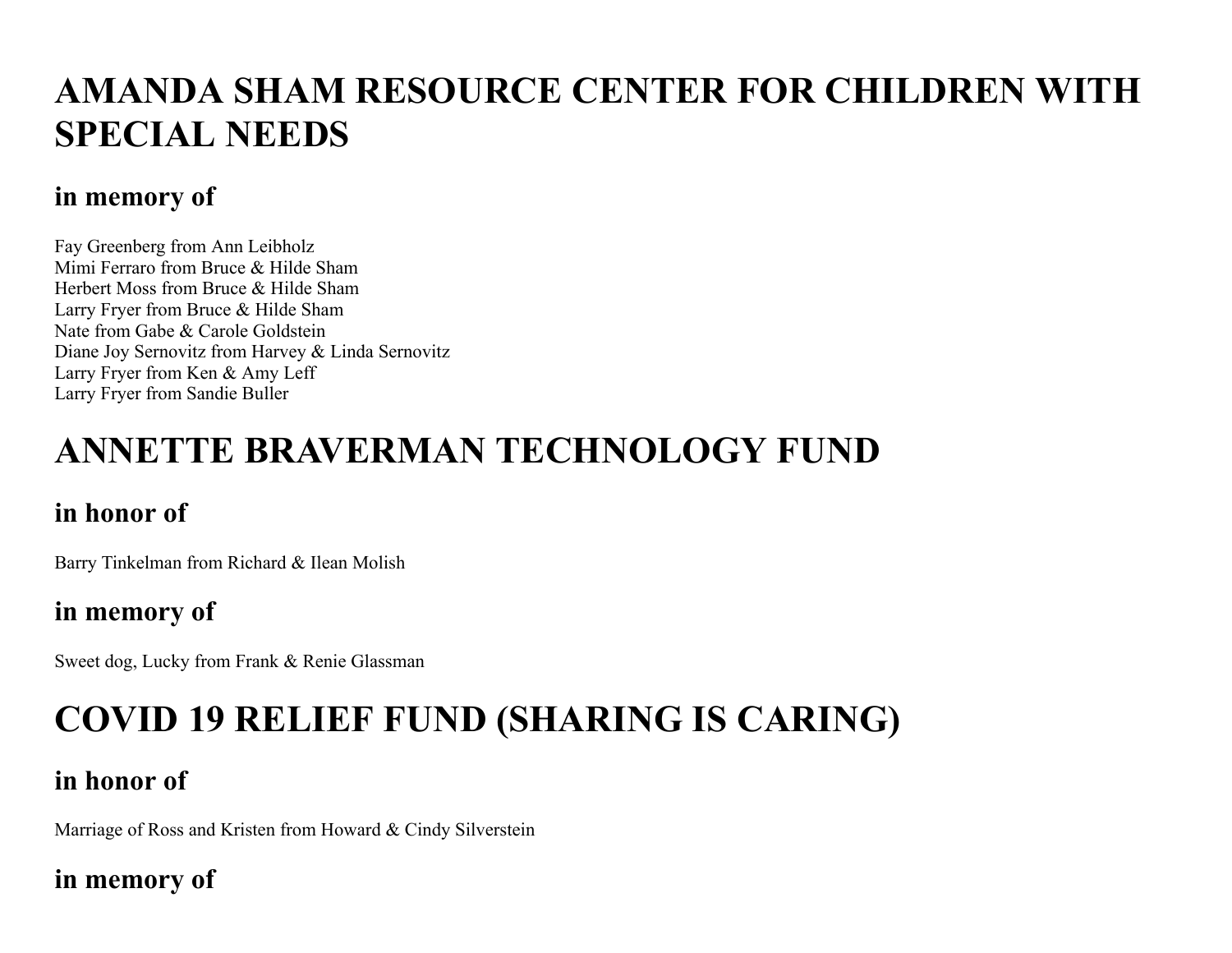# AMANDA SHAM RESOURCE CENTER FOR CHILDREN WITH SPECIAL NEEDS

## in memory of

Fay Greenberg from Ann Leibholz
Mimi Ferraro from Bruce & Hilde Sham
Herbert Moss from Bruce & Hilde Sham
Larry Fryer from Bruce & Hilde Sham
Nate from Gabe & Carole Goldstein
Diane Joy Sernovitz from Harvey & Linda Sernovitz
Larry Fryer from Ken & Amy Leff
Larry Fryer from Sandie Buller

# ANNETTE BRAVERMAN TECHNOLOGY FUND

## in honor of

Barry Tinkelman from Richard & Ilean Molish

## in memory of

Sweet dog, Lucky from Frank & Renie Glassman

# COVID 19 RELIEF FUND (SHARING IS CARING)

## in honor of

Marriage of Ross and Kristen from Howard & Cindy Silverstein

## in memory of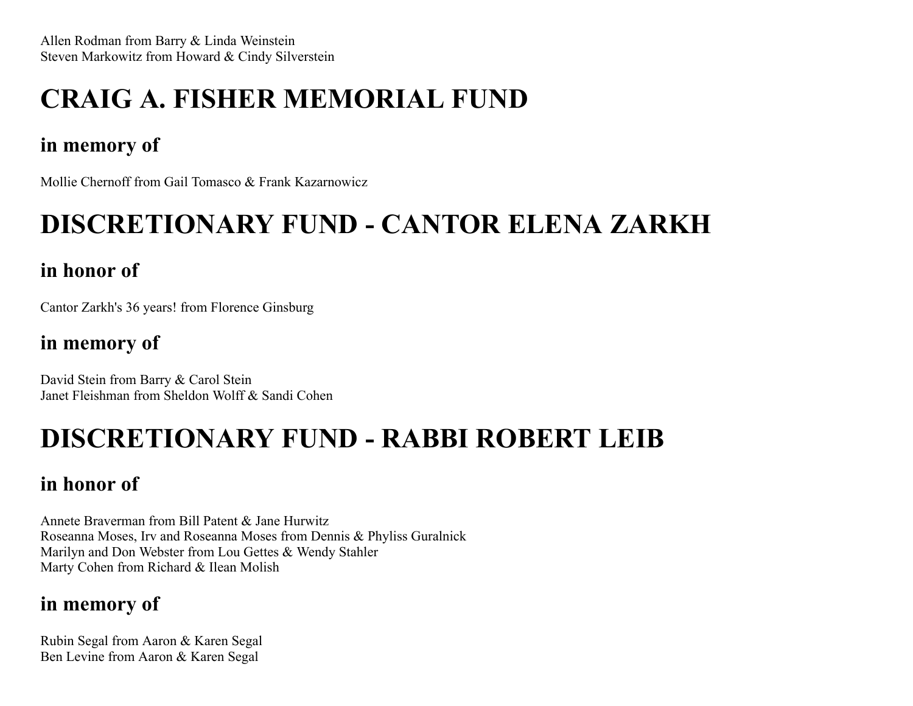Allen Rodman from Barry & Linda Weinstein
Steven Markowitz from Howard & Cindy Silverstein

# CRAIG A. FISHER MEMORIAL FUND

## in memory of

Mollie Chernoff from Gail Tomasco & Frank Kazarnowicz

# DISCRETIONARY FUND - CANTOR ELENA ZARKH

## in honor of

Cantor Zarkh's 36 years! from Florence Ginsburg

## in memory of

David Stein from Barry & Carol Stein
Janet Fleishman from Sheldon Wolff & Sandi Cohen

# DISCRETIONARY FUND - RABBI ROBERT LEIB

## in honor of

Annete Braverman from Bill Patent & Jane Hurwitz
Roseanna Moses, Irv and Roseanna Moses from Dennis & Phyliss Guralnick
Marilyn and Don Webster from Lou Gettes & Wendy Stahler
Marty Cohen from Richard & Ilean Molish

## in memory of

Rubin Segal from Aaron & Karen Segal
Ben Levine from Aaron & Karen Segal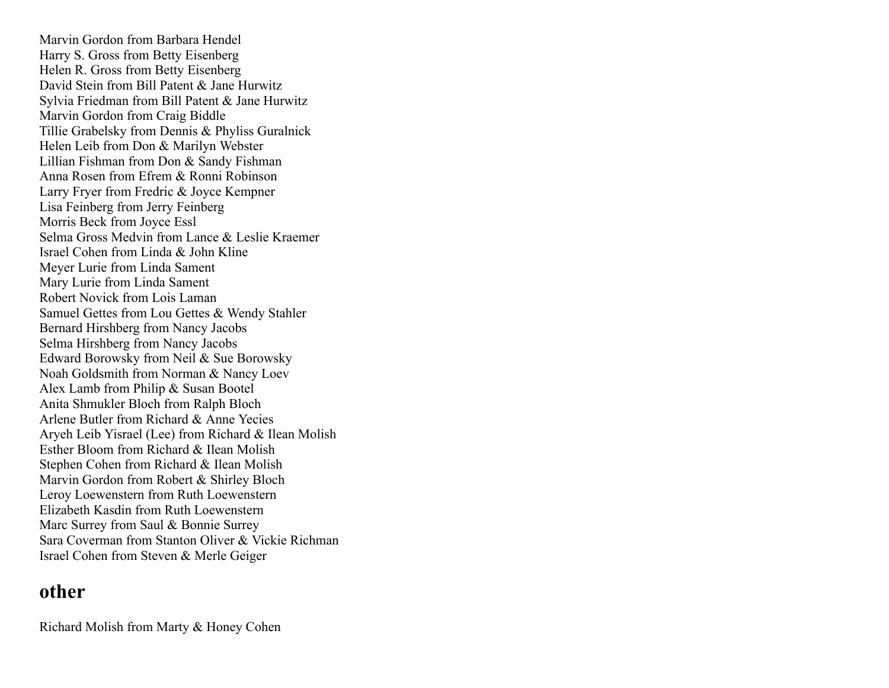Marvin Gordon from Barbara Hendel
Harry S. Gross from Betty Eisenberg
Helen R. Gross from Betty Eisenberg
David Stein from Bill Patent & Jane Hurwitz
Sylvia Friedman from Bill Patent & Jane Hurwitz
Marvin Gordon from Craig Biddle
Tillie Grabelsky from Dennis & Phyliss Guralnick
Helen Leib from Don & Marilyn Webster
Lillian Fishman from Don & Sandy Fishman
Anna Rosen from Efrem & Ronni Robinson
Larry Fryer from Fredric & Joyce Kempner
Lisa Feinberg from Jerry Feinberg
Morris Beck from Joyce Essl
Selma Gross Medvin from Lance & Leslie Kraemer
Israel Cohen from Linda & John Kline
Meyer Lurie from Linda Sament
Mary Lurie from Linda Sament
Robert Novick from Lois Laman
Samuel Gettes from Lou Gettes & Wendy Stahler
Bernard Hirshberg from Nancy Jacobs
Selma Hirshberg from Nancy Jacobs
Edward Borowsky from Neil & Sue Borowsky
Noah Goldsmith from Norman & Nancy Loev
Alex Lamb from Philip & Susan Bootel
Anita Shmukler Bloch from Ralph Bloch
Arlene Butler from Richard & Anne Yecies
Aryeh Leib Yisrael (Lee) from Richard & Ilean Molish
Esther Bloom from Richard & Ilean Molish
Stephen Cohen from Richard & Ilean Molish
Marvin Gordon from Robert & Shirley Bloch
Leroy Loewenstern from Ruth Loewenstern
Elizabeth Kasdin from Ruth Loewenstern
Marc Surrey from Saul & Bonnie Surrey
Sara Coverman from Stanton Oliver & Vickie Richman
Israel Cohen from Steven & Merle Geiger

## other

Richard Molish from Marty & Honey Cohen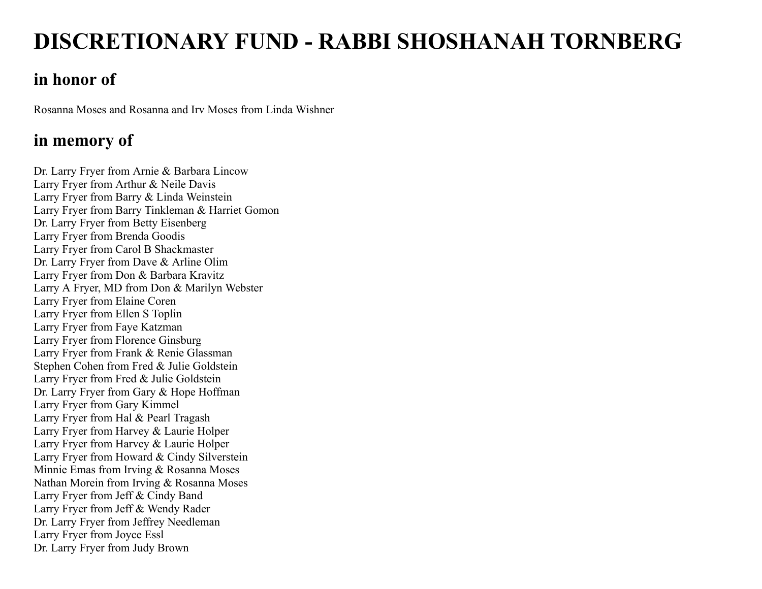# DISCRETIONARY FUND - RABBI SHOSHANAH TORNBERG

## in honor of

Rosanna Moses and Rosanna and Irv Moses from Linda Wishner

## in memory of

Dr. Larry Fryer from Arnie & Barbara Lincow
Larry Fryer from Arthur & Neile Davis
Larry Fryer from Barry & Linda Weinstein
Larry Fryer from Barry Tinkleman & Harriet Gomon
Dr. Larry Fryer from Betty Eisenberg
Larry Fryer from Brenda Goodis
Larry Fryer from Carol B Shackmaster
Dr. Larry Fryer from Dave & Arline Olim
Larry Fryer from Don & Barbara Kravitz
Larry A Fryer, MD from Don & Marilyn Webster
Larry Fryer from Elaine Coren
Larry Fryer from Ellen S Toplin
Larry Fryer from Faye Katzman
Larry Fryer from Florence Ginsburg
Larry Fryer from Frank & Renie Glassman
Stephen Cohen from Fred & Julie Goldstein
Larry Fryer from Fred & Julie Goldstein
Dr. Larry Fryer from Gary & Hope Hoffman
Larry Fryer from Gary Kimmel
Larry Fryer from Hal & Pearl Tragash
Larry Fryer from Harvey & Laurie Holper
Larry Fryer from Harvey & Laurie Holper
Larry Fryer from Howard & Cindy Silverstein
Minnie Emas from Irving & Rosanna Moses
Nathan Morein from Irving & Rosanna Moses
Larry Fryer from Jeff & Cindy Band
Larry Fryer from Jeff & Wendy Rader
Dr. Larry Fryer from Jeffrey Needleman
Larry Fryer from Joyce Essl
Dr. Larry Fryer from Judy Brown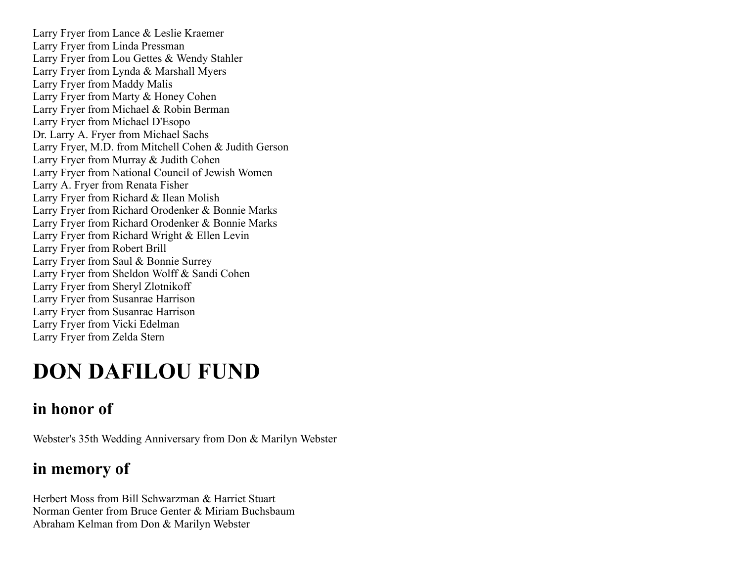Larry Fryer from Lance & Leslie Kraemer
Larry Fryer from Linda Pressman
Larry Fryer from Lou Gettes & Wendy Stahler
Larry Fryer from Lynda & Marshall Myers
Larry Fryer from Maddy Malis
Larry Fryer from Marty & Honey Cohen
Larry Fryer from Michael & Robin Berman
Larry Fryer from Michael D'Esopo
Dr. Larry A. Fryer from Michael Sachs
Larry Fryer, M.D. from Mitchell Cohen & Judith Gerson
Larry Fryer from Murray & Judith Cohen
Larry Fryer from National Council of Jewish Women
Larry A. Fryer from Renata Fisher
Larry Fryer from Richard & Ilean Molish
Larry Fryer from Richard Orodenker & Bonnie Marks
Larry Fryer from Richard Orodenker & Bonnie Marks
Larry Fryer from Richard Wright & Ellen Levin
Larry Fryer from Robert Brill
Larry Fryer from Saul & Bonnie Surrey
Larry Fryer from Sheldon Wolff & Sandi Cohen
Larry Fryer from Sheryl Zlotnikoff
Larry Fryer from Susanrae Harrison
Larry Fryer from Susanrae Harrison
Larry Fryer from Vicki Edelman
Larry Fryer from Zelda Stern

# DON DAFILOU FUND

## in honor of

Webster's 35th Wedding Anniversary from Don & Marilyn Webster

## in memory of

Herbert Moss from Bill Schwarzman & Harriet Stuart
Norman Genter from Bruce Genter & Miriam Buchsbaum
Abraham Kelman from Don & Marilyn Webster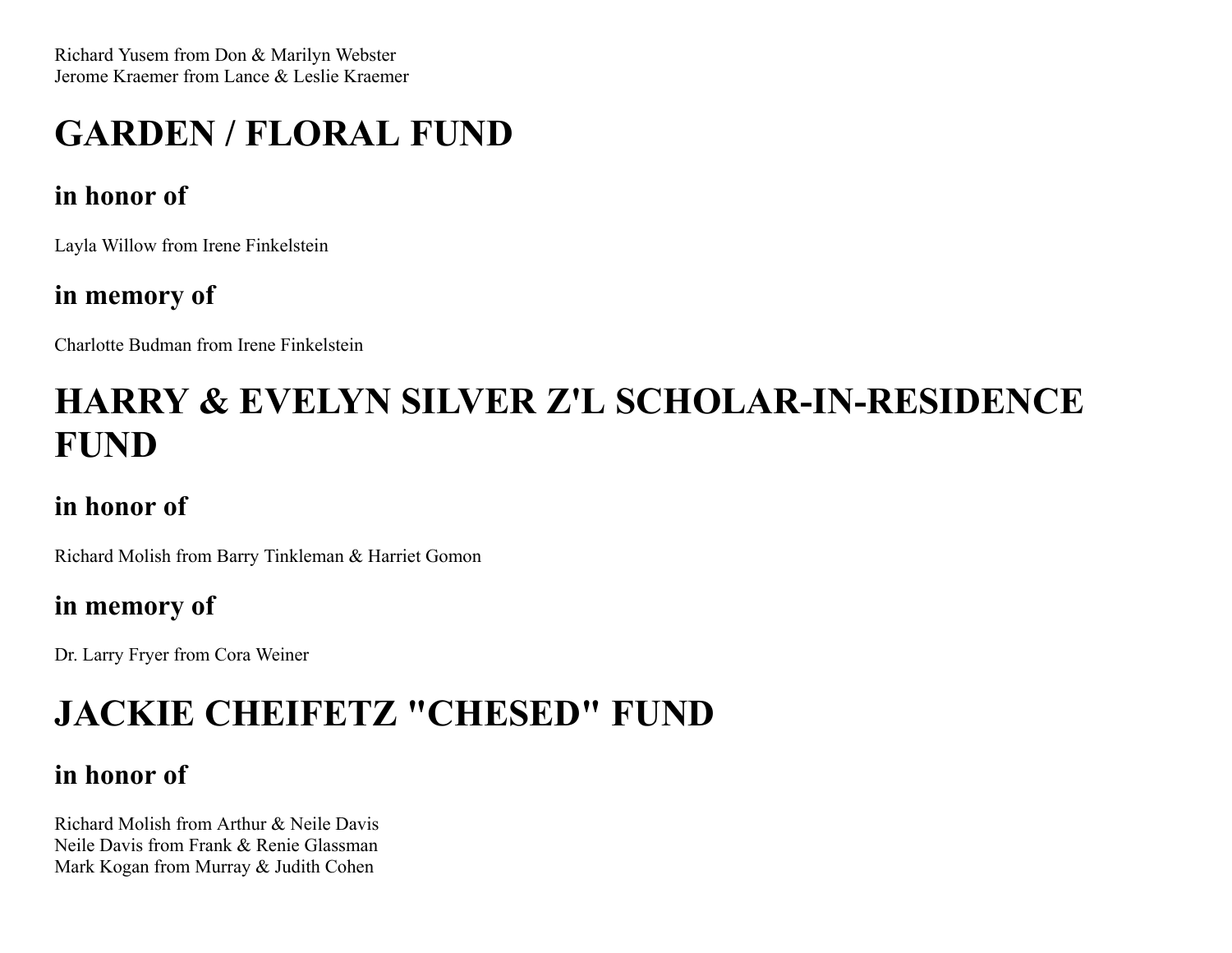Richard Yusem from Don & Marilyn Webster
Jerome Kraemer from Lance & Leslie Kraemer

# GARDEN / FLORAL FUND

## in honor of

Layla Willow from Irene Finkelstein

## in memory of

Charlotte Budman from Irene Finkelstein

# HARRY & EVELYN SILVER Z'L SCHOLAR-IN-RESIDENCE FUND

## in honor of

Richard Molish from Barry Tinkleman & Harriet Gomon

## in memory of

Dr. Larry Fryer from Cora Weiner

# JACKIE CHEIFETZ "CHESED" FUND

## in honor of

Richard Molish from Arthur & Neile Davis
Neile Davis from Frank & Renie Glassman
Mark Kogan from Murray & Judith Cohen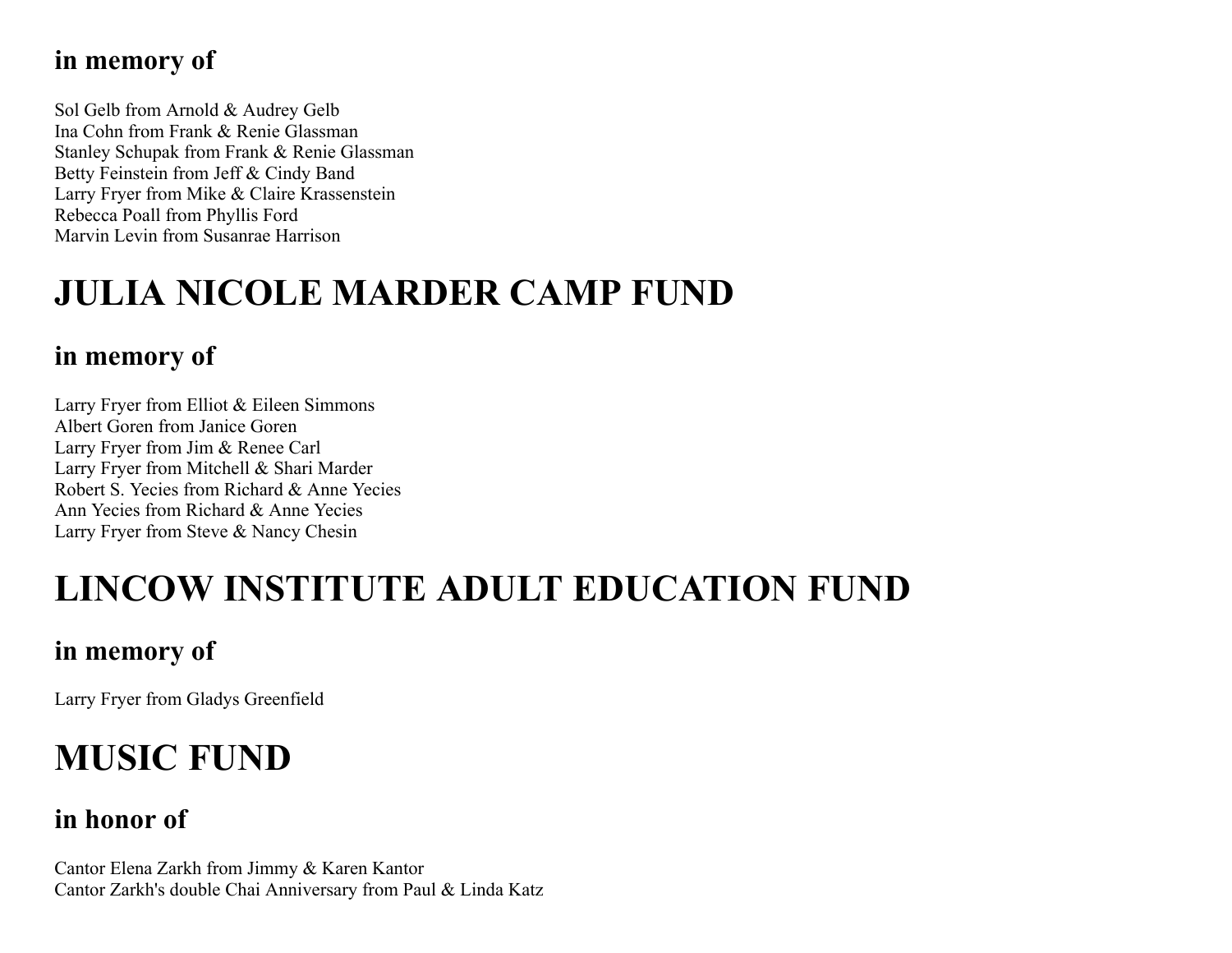### in memory of

Sol Gelb from Arnold & Audrey Gelb
Ina Cohn from Frank & Renie Glassman
Stanley Schupak from Frank & Renie Glassman
Betty Feinstein from Jeff & Cindy Band
Larry Fryer from Mike & Claire Krassenstein
Rebecca Poall from Phyllis Ford
Marvin Levin from Susanrae Harrison

## JULIA NICOLE MARDER CAMP FUND

### in memory of

Larry Fryer from Elliot & Eileen Simmons
Albert Goren from Janice Goren
Larry Fryer from Jim & Renee Carl
Larry Fryer from Mitchell & Shari Marder
Robert S. Yecies from Richard & Anne Yecies
Ann Yecies from Richard & Anne Yecies
Larry Fryer from Steve & Nancy Chesin

## LINCOW INSTITUTE ADULT EDUCATION FUND

### in memory of

Larry Fryer from Gladys Greenfield

## MUSIC FUND

### in honor of

Cantor Elena Zarkh from Jimmy & Karen Kantor
Cantor Zarkh's double Chai Anniversary from Paul & Linda Katz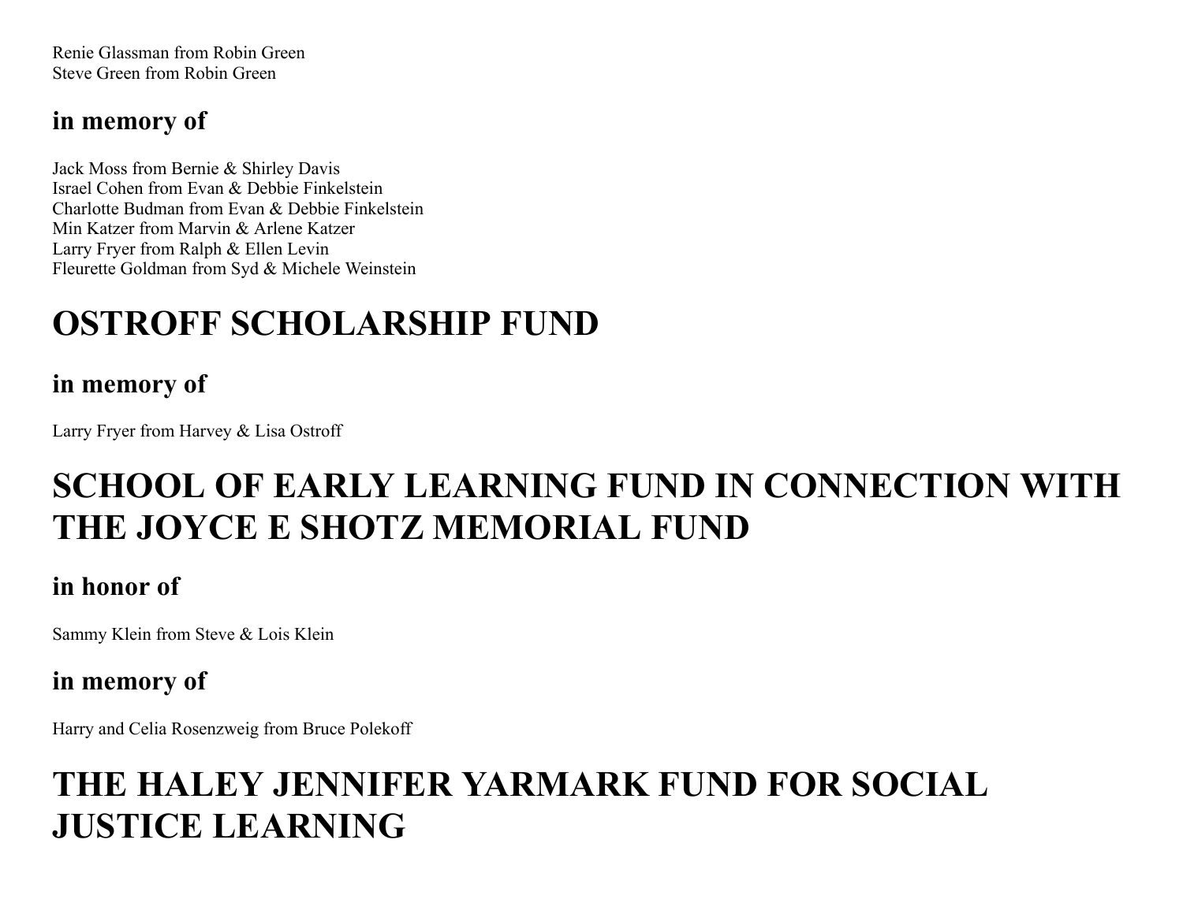Renie Glassman from Robin Green
Steve Green from Robin Green

### in memory of

Jack Moss from Bernie & Shirley Davis
Israel Cohen from Evan & Debbie Finkelstein
Charlotte Budman from Evan & Debbie Finkelstein
Min Katzer from Marvin & Arlene Katzer
Larry Fryer from Ralph & Ellen Levin
Fleurette Goldman from Syd & Michele Weinstein

## OSTROFF SCHOLARSHIP FUND

### in memory of

Larry Fryer from Harvey & Lisa Ostroff

## SCHOOL OF EARLY LEARNING FUND IN CONNECTION WITH THE JOYCE E SHOTZ MEMORIAL FUND

### in honor of

Sammy Klein from Steve & Lois Klein

### in memory of

Harry and Celia Rosenzweig from Bruce Polekoff

## THE HALEY JENNIFER YARMARK FUND FOR SOCIAL JUSTICE LEARNING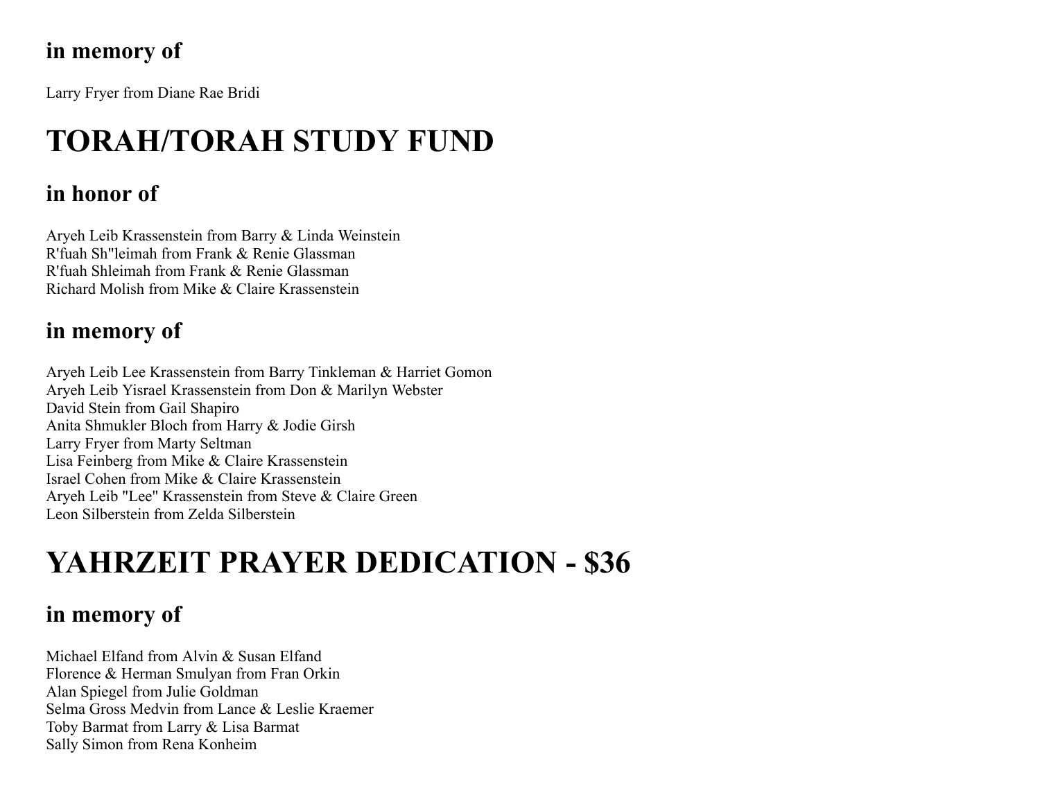## in memory of

Larry Fryer from Diane Rae Bridi

# TORAH/TORAH STUDY FUND

## in honor of

Aryeh Leib Krassenstein from Barry & Linda Weinstein
R'fuah Sh"leimah from Frank & Renie Glassman
R'fuah Shleimah from Frank & Renie Glassman
Richard Molish from Mike & Claire Krassenstein

## in memory of

Aryeh Leib Lee Krassenstein from Barry Tinkleman & Harriet Gomon
Aryeh Leib Yisrael Krassenstein from Don & Marilyn Webster
David Stein from Gail Shapiro
Anita Shmukler Bloch from Harry & Jodie Girsh
Larry Fryer from Marty Seltman
Lisa Feinberg from Mike & Claire Krassenstein
Israel Cohen from Mike & Claire Krassenstein
Aryeh Leib "Lee" Krassenstein from Steve & Claire Green
Leon Silberstein from Zelda Silberstein

# YAHRZEIT PRAYER DEDICATION - $36

## in memory of

Michael Elfand from Alvin & Susan Elfand
Florence & Herman Smulyan from Fran Orkin
Alan Spiegel from Julie Goldman
Selma Gross Medvin from Lance & Leslie Kraemer
Toby Barmat from Larry & Lisa Barmat
Sally Simon from Rena Konheim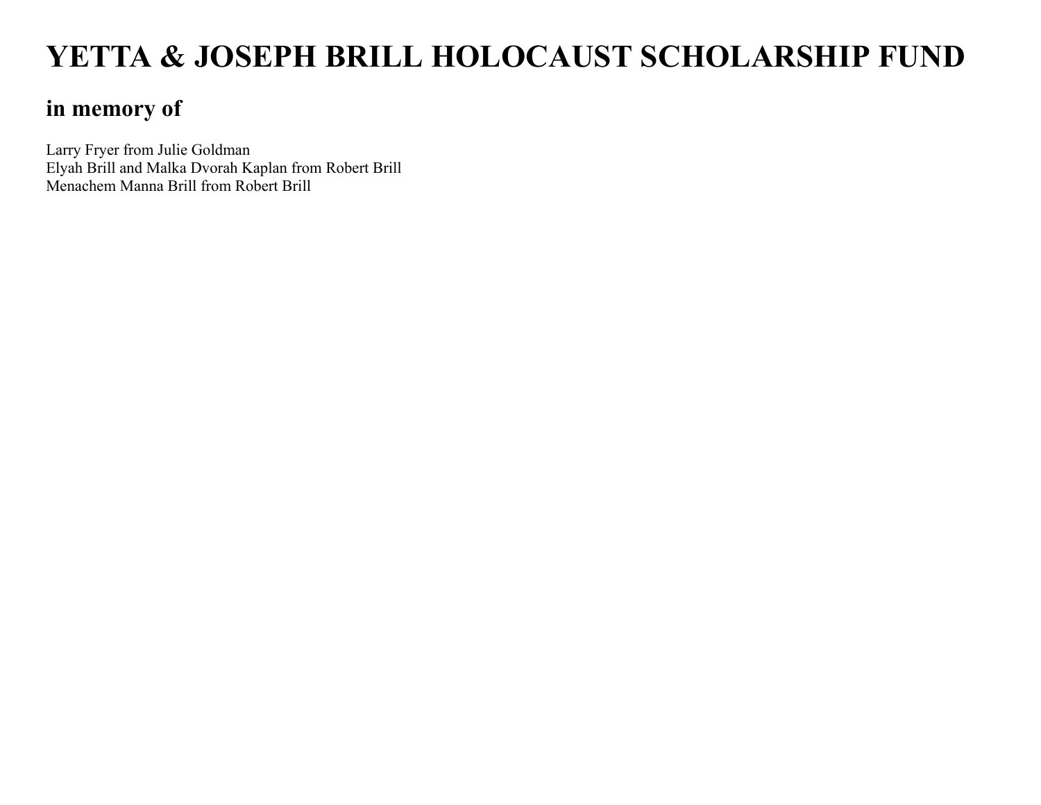# YETTA & JOSEPH BRILL HOLOCAUST SCHOLARSHIP FUND

## in memory of

Larry Fryer from Julie Goldman
Elyah Brill and Malka Dvorah Kaplan from Robert Brill
Menachem Manna Brill from Robert Brill